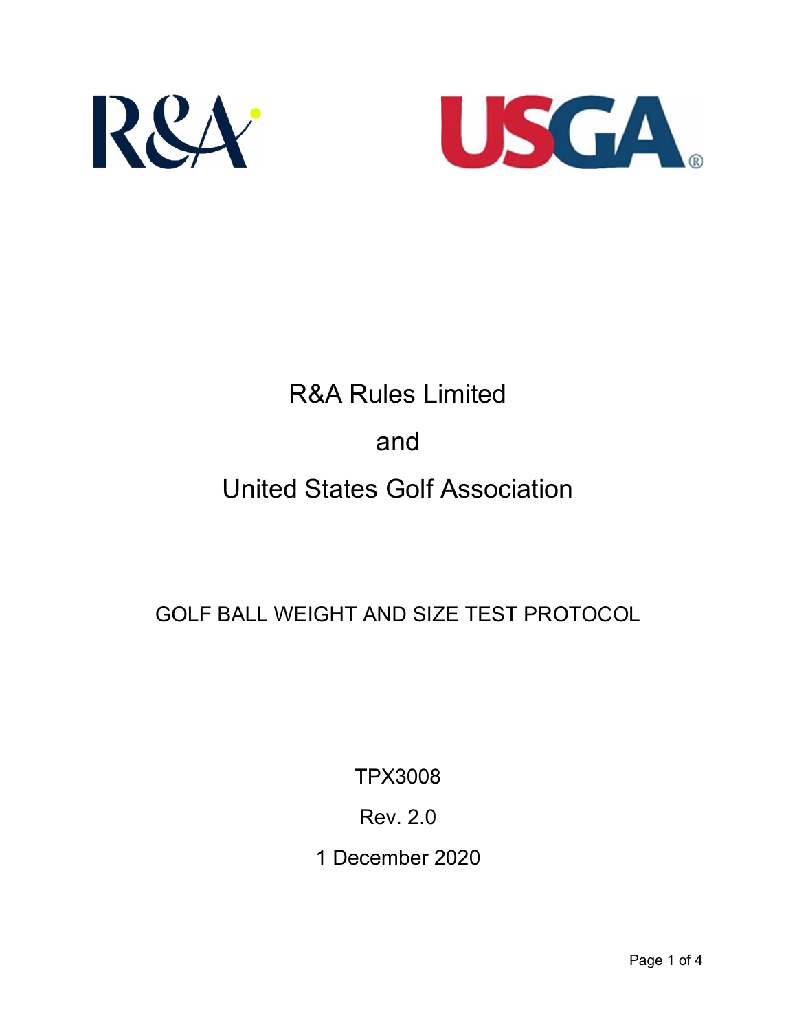R&A Rules Limited

and

United States Golf Association

# GOLF BALL WEIGHT AND SIZE TEST PROTOCOL

TPX3008

Rev. 2.0

1 December 2020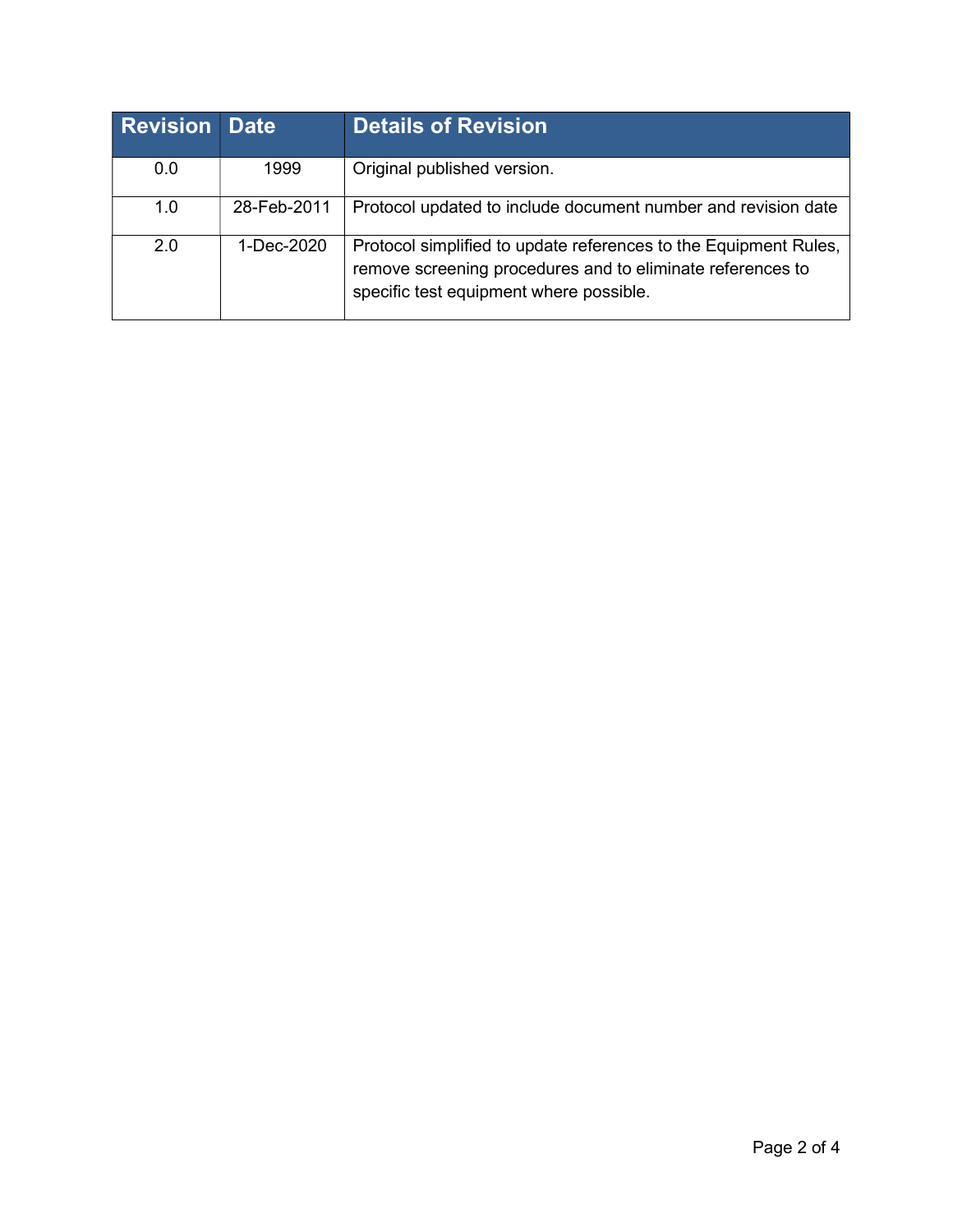| Revision | Date | Details of Revision |
| --- | --- | --- |
| 0.0 | 1999 | Original published version. |
| 1.0 | 28-Feb-2011 | Protocol updated to include document number and revision date |
| 2.0 | 1-Dec-2020 | Protocol simplified to update references to the Equipment Rules, remove screening procedures and to eliminate references to specific test equipment where possible. |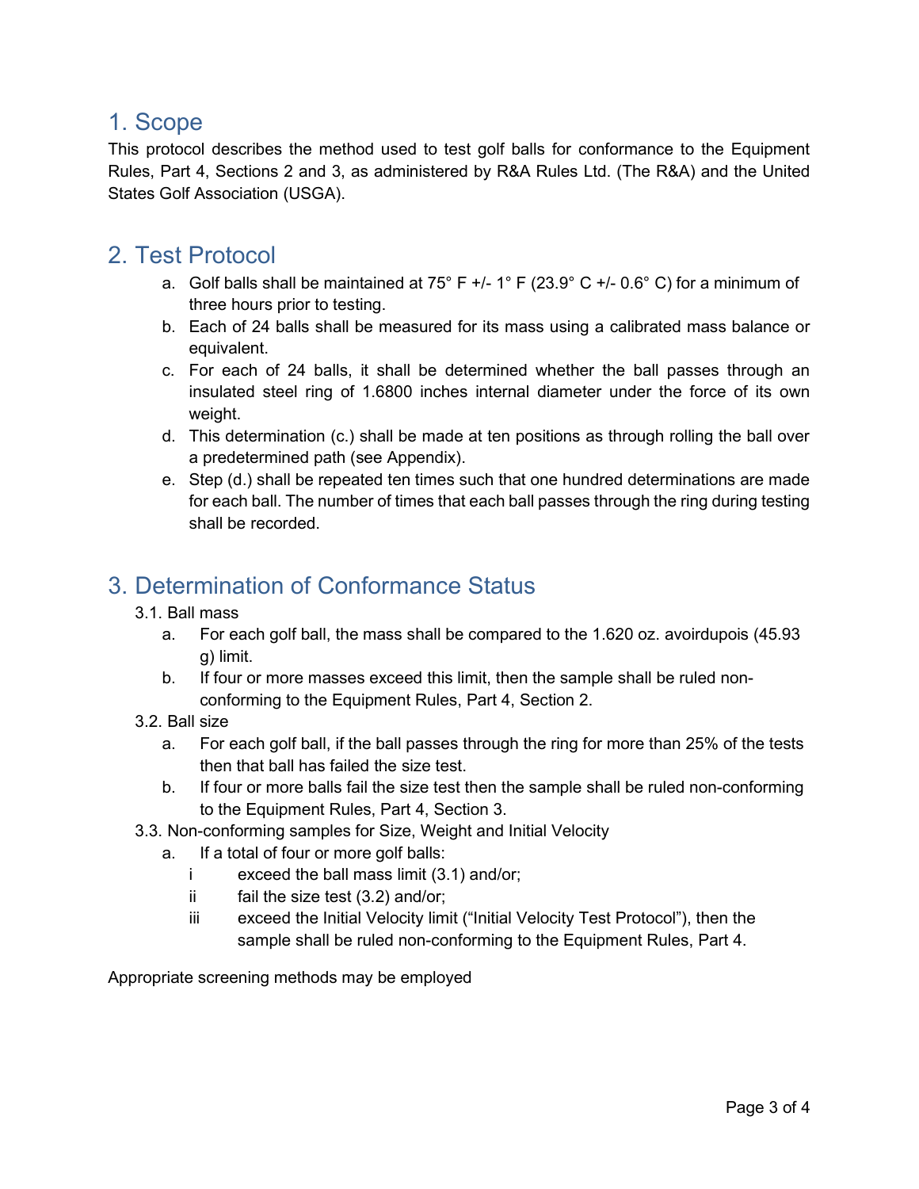## 1. Scope

This protocol describes the method used to test golf balls for conformance to the Equipment Rules, Part 4, Sections 2 and 3, as administered by R&A Rules Ltd. (The R&A) and the United States Golf Association (USGA).

## 2. Test Protocol

a. Golf balls shall be maintained at 75° F +/- 1° F (23.9° C +/- 0.6° C) for a minimum of three hours prior to testing.

b. Each of 24 balls shall be measured for its mass using a calibrated mass balance or equivalent.

c. For each of 24 balls, it shall be determined whether the ball passes through an insulated steel ring of 1.6800 inches internal diameter under the force of its own weight.

d. This determination (c.) shall be made at ten positions as through rolling the ball over a predetermined path (see Appendix).

e. Step (d.) shall be repeated ten times such that one hundred determinations are made for each ball. The number of times that each ball passes through the ring during testing shall be recorded.

## 3. Determination of Conformance Status

3.1. Ball mass

a. For each golf ball, the mass shall be compared to the 1.620 oz. avoirdupois (45.93 g) limit.

b. If four or more masses exceed this limit, then the sample shall be ruled non-conforming to the Equipment Rules, Part 4, Section 2.

3.2. Ball size

a. For each golf ball, if the ball passes through the ring for more than 25% of the tests then that ball has failed the size test.

b. If four or more balls fail the size test then the sample shall be ruled non-conforming to the Equipment Rules, Part 4, Section 3.

3.3. Non-conforming samples for Size, Weight and Initial Velocity

a. If a total of four or more golf balls:

i exceed the ball mass limit (3.1) and/or;

ii fail the size test (3.2) and/or;

iii exceed the Initial Velocity limit ("Initial Velocity Test Protocol"), then the sample shall be ruled non-conforming to the Equipment Rules, Part 4.

Appropriate screening methods may be employed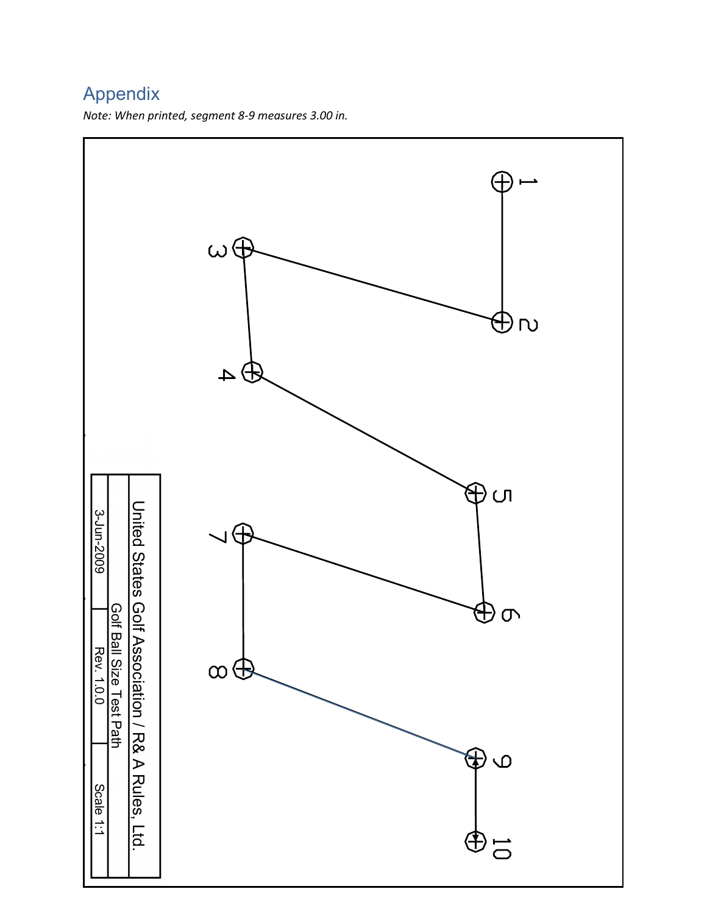## Appendix

*Note: When printed, segment 8-9 measures 3.00 in.*

1

2

3

4

5

6

7

8

9

10

United States Golf Association / R& A Rules, Ltd.

Golf Ball Size Test Path

3-Jun-2009

Rev. 1.0.0

Scale 1:1